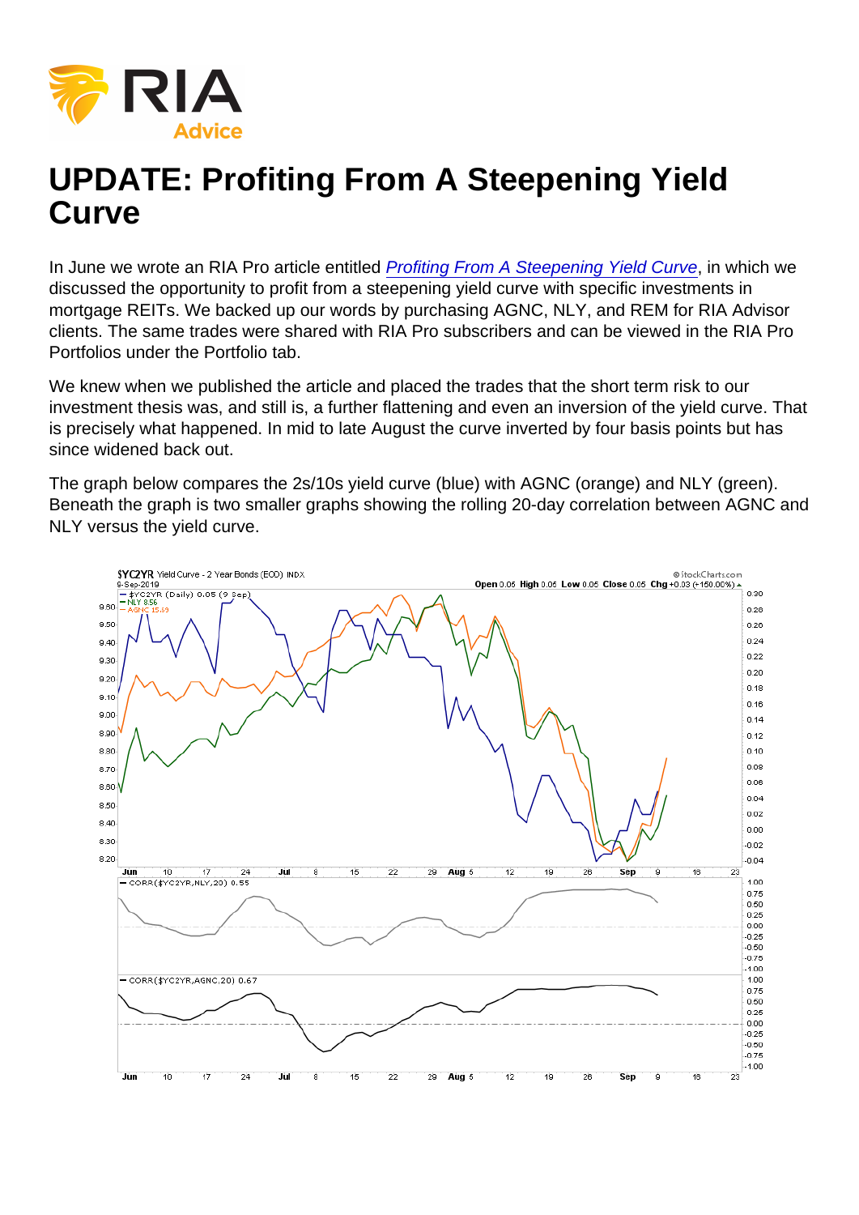# UPDATE: Profiting From A Steepening Yield Curve

In June we wrote an RIA Pro article entitled *Profiting From A Steepening Yield Curve*, in which we discussed the opportunity to profit from a steepening yield curve with specific investments in mortgage REITs. We backed up our words by purchasing AGNC, NLY, and REM for RIA Advisor clients. The same trades were shared with RIA Pro subscribers and can be viewed in the RIA Pro Portfolios under the Portfolio tab.

We knew when we published the article and placed the trades that the short term risk to our investment thesis was, and still is, a further flattening and even an inversion of the yield curve. That is precisely what happened. In mid to late August the curve inverted by four basis points but has since widened back out.

The graph below compares the 2s/10s yield curve (blue) with AGNC (orange) and NLY (green). Beneath the graph is two smaller graphs showing the rolling 20-day correlation between AGNC and NLY versus the yield curve.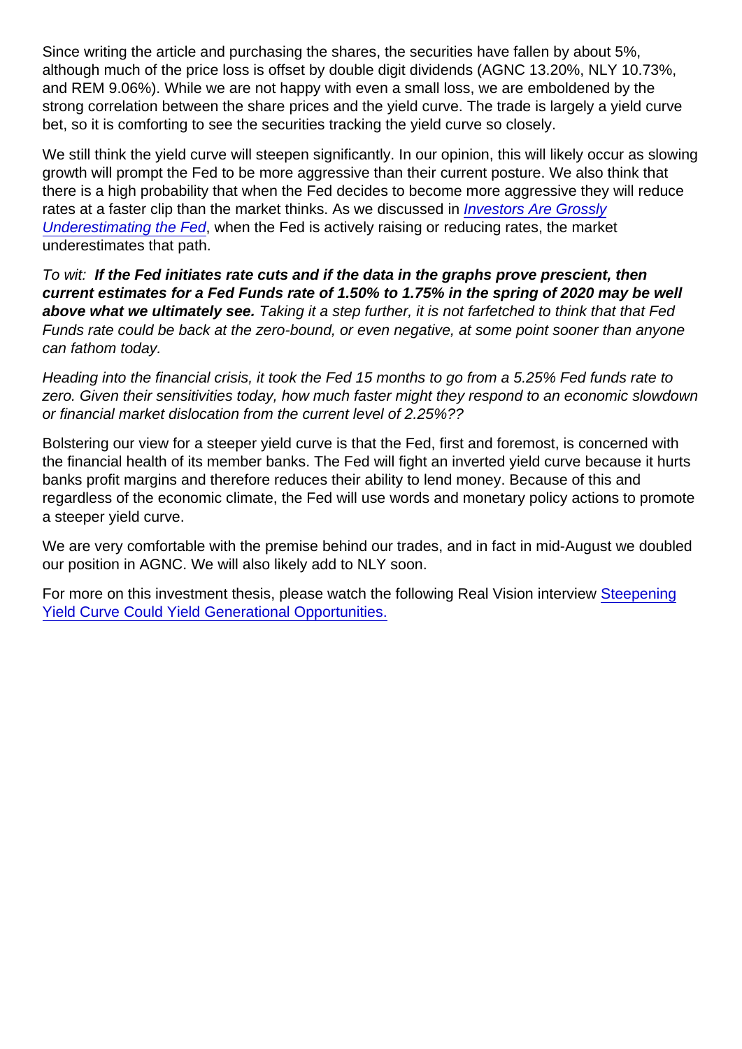Since writing the article and purchasing the shares, the securities have fallen by about 5%, although much of the price loss is offset by double digit dividends (AGNC 13.20%, NLY 10.73%, and REM 9.06%). While we are not happy with even a small loss, we are emboldened by the strong correlation between the share prices and the yield curve. The trade is largely a yield curve bet, so it is comforting to see the securities tracking the yield curve so closely.

We still think the yield curve will steepen significantly. In our opinion, this will likely occur as slowing growth will prompt the Fed to be more aggressive than their current posture. We also think that there is a high probability that when the Fed decides to become more aggressive they will reduce rates at a faster clip than the market thinks. As we discussed in [*Investors Are Grossly Underestimating the Fed*](), when the Fed is actively raising or reducing rates, the market underestimates that path.

*To wit:* ***If the Fed initiates rate cuts and if the data in the graphs prove prescient, then current estimates for a Fed Funds rate of 1.50% to 1.75% in the spring of 2020 may be well above what we ultimately see.*** *Taking it a step further, it is not farfetched to think that that Fed Funds rate could be back at the zero-bound, or even negative, at some point sooner than anyone can fathom today.*

*Heading into the financial crisis, it took the Fed 15 months to go from a 5.25% Fed funds rate to zero. Given their sensitivities today, how much faster might they respond to an economic slowdown or financial market dislocation from the current level of 2.25%??*

Bolstering our view for a steeper yield curve is that the Fed, first and foremost, is concerned with the financial health of its member banks. The Fed will fight an inverted yield curve because it hurts banks profit margins and therefore reduces their ability to lend money. Because of this and regardless of the economic climate, the Fed will use words and monetary policy actions to promote a steeper yield curve.

We are very comfortable with the premise behind our trades, and in fact in mid-August we doubled our position in AGNC. We will also likely add to NLY soon.

For more on this investment thesis, please watch the following Real Vision interview [Steepening Yield Curve Could Yield Generational Opportunities.]()